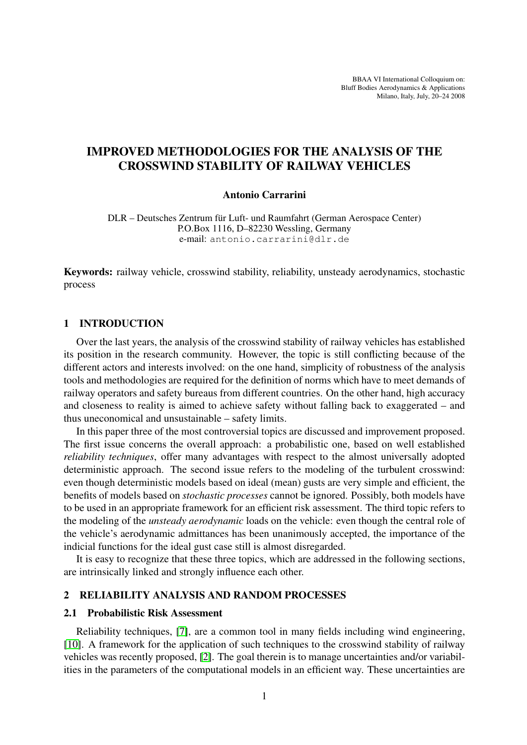BBAA VI International Colloquium on:
Bluff Bodies Aerodynamics & Applications
Milano, Italy, July, 20–24 2008

# IMPROVED METHODOLOGIES FOR THE ANALYSIS OF THE CROSSWIND STABILITY OF RAILWAY VEHICLES

**Antonio Carrarini**

DLR – Deutsches Zentrum für Luft- und Raumfahrt (German Aerospace Center)
P.O.Box 1116, D–82230 Wessling, Germany
e-mail: antonio.carrarini@dlr.de

**Keywords:** railway vehicle, crosswind stability, reliability, unsteady aerodynamics, stochastic process

## 1 INTRODUCTION

Over the last years, the analysis of the crosswind stability of railway vehicles has established its position in the research community. However, the topic is still conflicting because of the different actors and interests involved: on the one hand, simplicity of robustness of the analysis tools and methodologies are required for the definition of norms which have to meet demands of railway operators and safety bureaus from different countries. On the other hand, high accuracy and closeness to reality is aimed to achieve safety without falling back to exaggerated – and thus uneconomical and unsustainable – safety limits.

In this paper three of the most controversial topics are discussed and improvement proposed. The first issue concerns the overall approach: a probabilistic one, based on well established *reliability techniques*, offer many advantages with respect to the almost universally adopted deterministic approach. The second issue refers to the modeling of the turbulent crosswind: even though deterministic models based on ideal (mean) gusts are very simple and efficient, the benefits of models based on *stochastic processes* cannot be ignored. Possibly, both models have to be used in an appropriate framework for an efficient risk assessment. The third topic refers to the modeling of the *unsteady aerodynamic* loads on the vehicle: even though the central role of the vehicle's aerodynamic admittances has been unanimously accepted, the importance of the indicial functions for the ideal gust case still is almost disregarded.

It is easy to recognize that these three topics, which are addressed in the following sections, are intrinsically linked and strongly influence each other.

## 2 RELIABILITY ANALYSIS AND RANDOM PROCESSES

### 2.1 Probabilistic Risk Assessment

Reliability techniques, [7], are a common tool in many fields including wind engineering, [10]. A framework for the application of such techniques to the crosswind stability of railway vehicles was recently proposed, [2]. The goal therein is to manage uncertainties and/or variabilities in the parameters of the computational models in an efficient way. These uncertainties are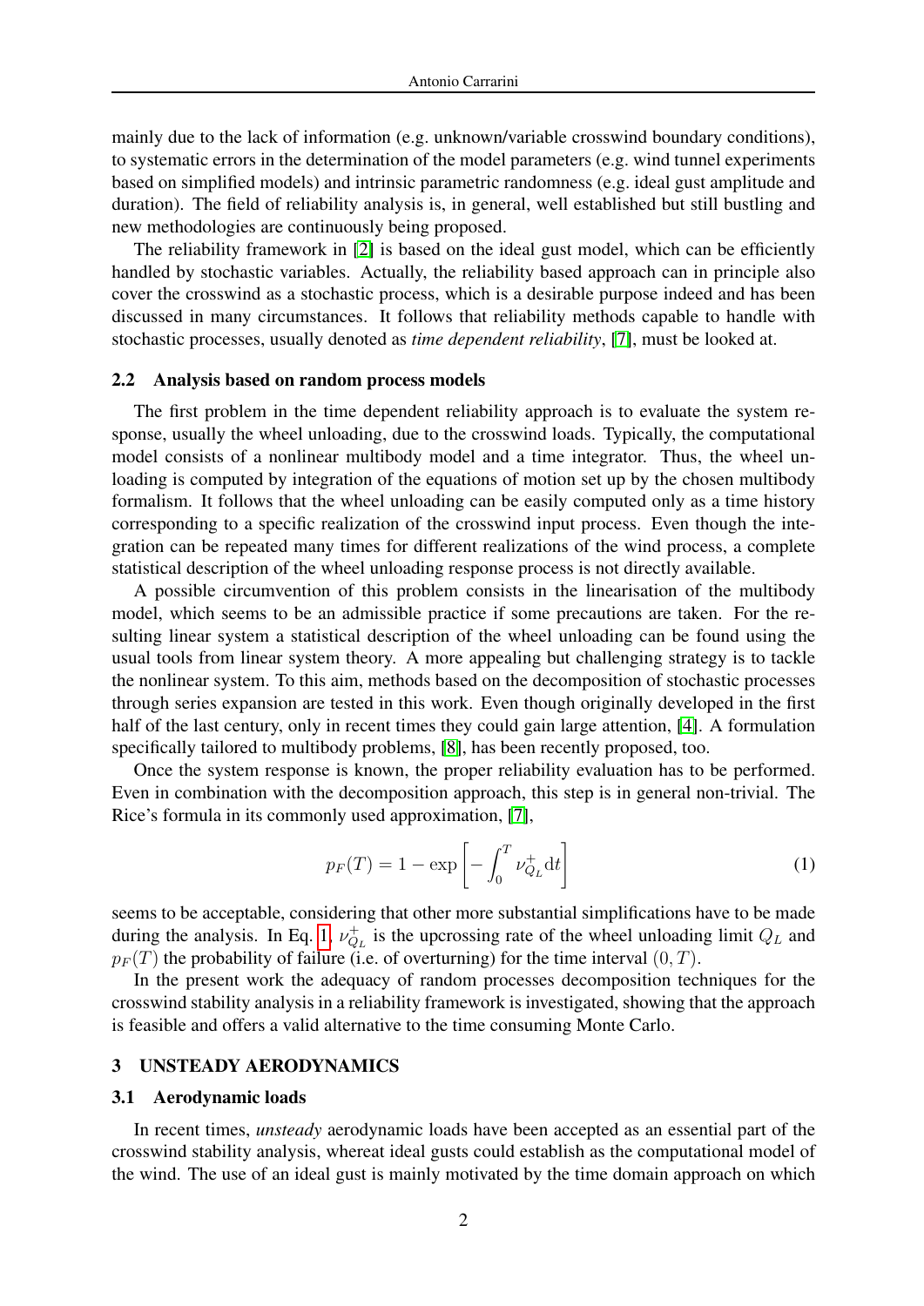mainly due to the lack of information (e.g. unknown/variable crosswind boundary conditions), to systematic errors in the determination of the model parameters (e.g. wind tunnel experiments based on simplified models) and intrinsic parametric randomness (e.g. ideal gust amplitude and duration). The field of reliability analysis is, in general, well established but still bustling and new methodologies are continuously being proposed.

The reliability framework in [2] is based on the ideal gust model, which can be efficiently handled by stochastic variables. Actually, the reliability based approach can in principle also cover the crosswind as a stochastic process, which is a desirable purpose indeed and has been discussed in many circumstances. It follows that reliability methods capable to handle with stochastic processes, usually denoted as *time dependent reliability*, [7], must be looked at.

### 2.2 Analysis based on random process models

The first problem in the time dependent reliability approach is to evaluate the system response, usually the wheel unloading, due to the crosswind loads. Typically, the computational model consists of a nonlinear multibody model and a time integrator. Thus, the wheel unloading is computed by integration of the equations of motion set up by the chosen multibody formalism. It follows that the wheel unloading can be easily computed only as a time history corresponding to a specific realization of the crosswind input process. Even though the integration can be repeated many times for different realizations of the wind process, a complete statistical description of the wheel unloading response process is not directly available.

A possible circumvention of this problem consists in the linearisation of the multibody model, which seems to be an admissible practice if some precautions are taken. For the resulting linear system a statistical description of the wheel unloading can be found using the usual tools from linear system theory. A more appealing but challenging strategy is to tackle the nonlinear system. To this aim, methods based on the decomposition of stochastic processes through series expansion are tested in this work. Even though originally developed in the first half of the last century, only in recent times they could gain large attention, [4]. A formulation specifically tailored to multibody problems, [8], has been recently proposed, too.

Once the system response is known, the proper reliability evaluation has to be performed. Even in combination with the decomposition approach, this step is in general non-trivial. The Rice's formula in its commonly used approximation, [7],

$$p_F(T) = 1 - \exp\left[-\int_0^T \nu_{Q_L}^{+} \mathrm{d}t\right] \tag{1}$$

seems to be acceptable, considering that other more substantial simplifications have to be made during the analysis. In Eq. 1, $\nu_{Q_L}^{+}$ is the upcrossing rate of the wheel unloading limit $Q_L$ and $p_F(T)$ the probability of failure (i.e. of overturning) for the time interval $(0, T)$.

In the present work the adequacy of random processes decomposition techniques for the crosswind stability analysis in a reliability framework is investigated, showing that the approach is feasible and offers a valid alternative to the time consuming Monte Carlo.

## 3 UNSTEADY AERODYNAMICS

### 3.1 Aerodynamic loads

In recent times, *unsteady* aerodynamic loads have been accepted as an essential part of the crosswind stability analysis, whereat ideal gusts could establish as the computational model of the wind. The use of an ideal gust is mainly motivated by the time domain approach on which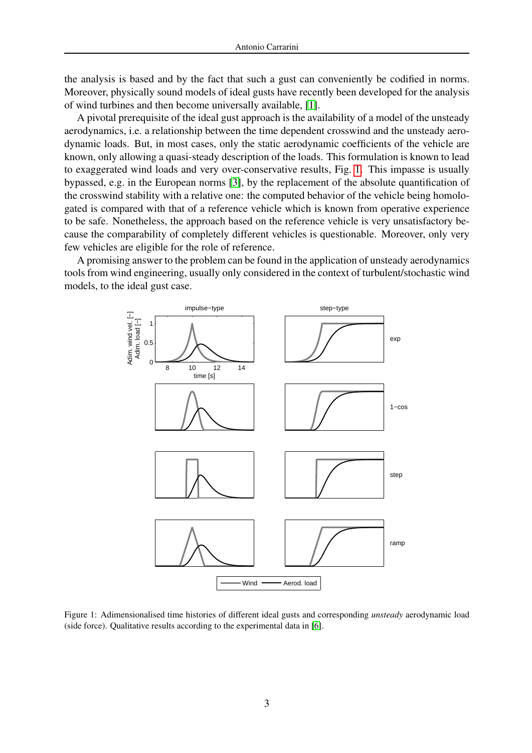the analysis is based and by the fact that such a gust can conveniently be codified in norms. Moreover, physically sound models of ideal gusts have recently been developed for the analysis of wind turbines and then become universally available, [1].

A pivotal prerequisite of the ideal gust approach is the availability of a model of the unsteady aerodynamics, i.e. a relationship between the time dependent crosswind and the unsteady aerodynamic loads. But, in most cases, only the static aerodynamic coefficients of the vehicle are known, only allowing a quasi-steady description of the loads. This formulation is known to lead to exaggerated wind loads and very over-conservative results, Fig. 1. This impasse is usually bypassed, e.g. in the European norms [3], by the replacement of the absolute quantification of the crosswind stability with a relative one: the computed behavior of the vehicle being homologated is compared with that of a reference vehicle which is known from operative experience to be safe. Nonetheless, the approach based on the reference vehicle is very unsatisfactory because the comparability of completely different vehicles is questionable. Moreover, only very few vehicles are eligible for the role of reference.

A promising answer to the problem can be found in the application of unsteady aerodynamics tools from wind engineering, usually only considered in the context of turbulent/stochastic wind models, to the ideal gust case.

Figure 1: Adimensionalised time histories of different ideal gusts and corresponding *unsteady* aerodynamic load (side force). Qualitative results according to the experimental data in [6].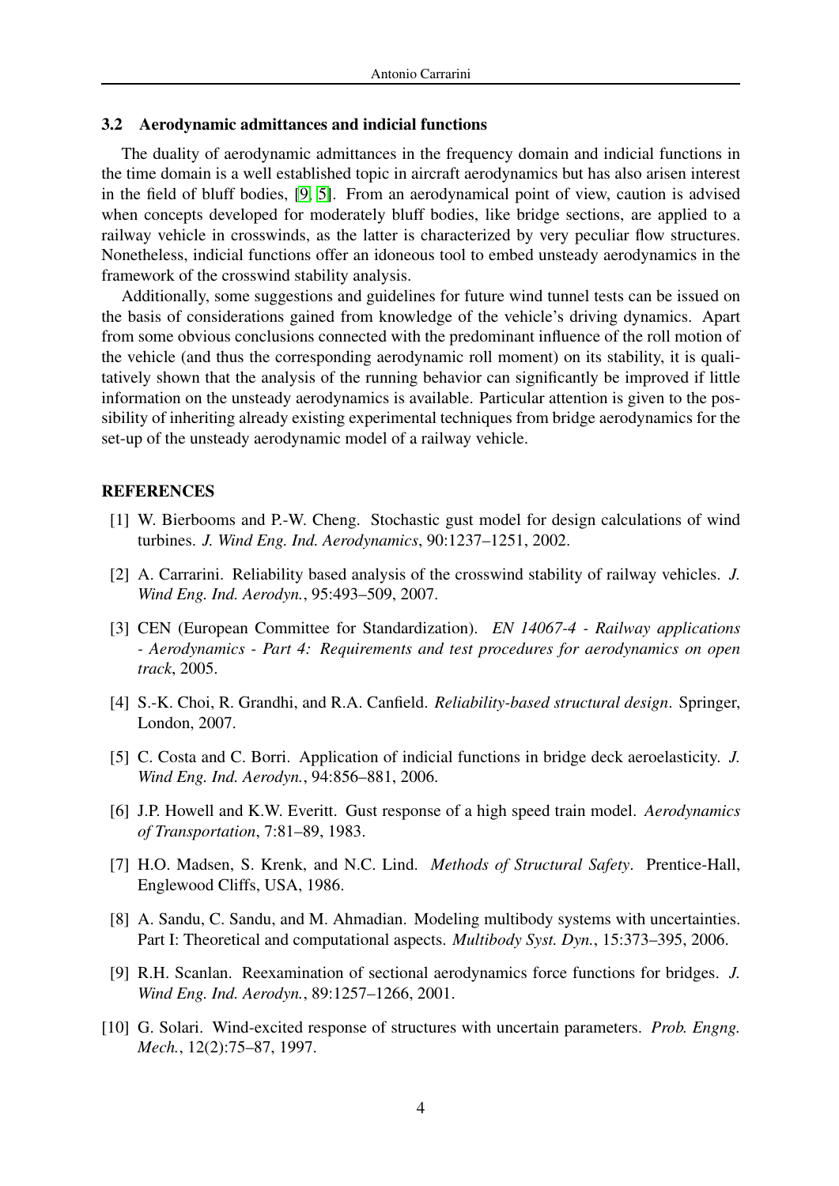### 3.2 Aerodynamic admittances and indicial functions

The duality of aerodynamic admittances in the frequency domain and indicial functions in the time domain is a well established topic in aircraft aerodynamics but has also arisen interest in the field of bluff bodies, [9, 5]. From an aerodynamical point of view, caution is advised when concepts developed for moderately bluff bodies, like bridge sections, are applied to a railway vehicle in crosswinds, as the latter is characterized by very peculiar flow structures. Nonetheless, indicial functions offer an idoneous tool to embed unsteady aerodynamics in the framework of the crosswind stability analysis.

Additionally, some suggestions and guidelines for future wind tunnel tests can be issued on the basis of considerations gained from knowledge of the vehicle's driving dynamics. Apart from some obvious conclusions connected with the predominant influence of the roll motion of the vehicle (and thus the corresponding aerodynamic roll moment) on its stability, it is qualitatively shown that the analysis of the running behavior can significantly be improved if little information on the unsteady aerodynamics is available. Particular attention is given to the possibility of inheriting already existing experimental techniques from bridge aerodynamics for the set-up of the unsteady aerodynamic model of a railway vehicle.

## REFERENCES

[1] W. Bierbooms and P.-W. Cheng. Stochastic gust model for design calculations of wind turbines. *J. Wind Eng. Ind. Aerodynamics*, 90:1237–1251, 2002.

[2] A. Carrarini. Reliability based analysis of the crosswind stability of railway vehicles. *J. Wind Eng. Ind. Aerodyn.*, 95:493–509, 2007.

[3] CEN (European Committee for Standardization). *EN 14067-4 - Railway applications - Aerodynamics - Part 4: Requirements and test procedures for aerodynamics on open track*, 2005.

[4] S.-K. Choi, R. Grandhi, and R.A. Canfield. *Reliability-based structural design*. Springer, London, 2007.

[5] C. Costa and C. Borri. Application of indicial functions in bridge deck aeroelasticity. *J. Wind Eng. Ind. Aerodyn.*, 94:856–881, 2006.

[6] J.P. Howell and K.W. Everitt. Gust response of a high speed train model. *Aerodynamics of Transportation*, 7:81–89, 1983.

[7] H.O. Madsen, S. Krenk, and N.C. Lind. *Methods of Structural Safety*. Prentice-Hall, Englewood Cliffs, USA, 1986.

[8] A. Sandu, C. Sandu, and M. Ahmadian. Modeling multibody systems with uncertainties. Part I: Theoretical and computational aspects. *Multibody Syst. Dyn.*, 15:373–395, 2006.

[9] R.H. Scanlan. Reexamination of sectional aerodynamics force functions for bridges. *J. Wind Eng. Ind. Aerodyn.*, 89:1257–1266, 2001.

[10] G. Solari. Wind-excited response of structures with uncertain parameters. *Prob. Engng. Mech.*, 12(2):75–87, 1997.